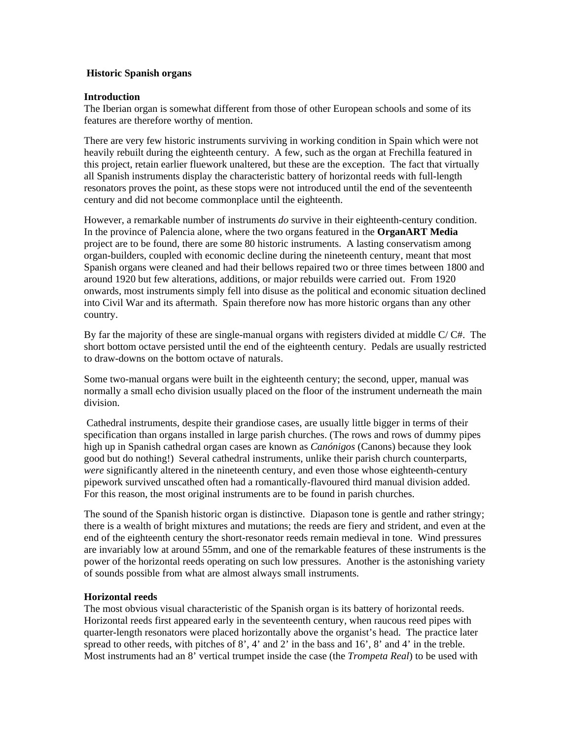# Historic Spanish organs

## Introduction

The Iberian organ is somewhat different from those of other European schools and some of its features are therefore worthy of mention.

There are very few historic instruments surviving in working condition in Spain which were not heavily rebuilt during the eighteenth century. A few, such as the organ at Frechilla featured in this project, retain earlier fluework unaltered, but these are the exception. The fact that virtually all Spanish instruments display the characteristic battery of horizontal reeds with full-length resonators proves the point, as these stops were not introduced until the end of the seventeenth century and did not become commonplace until the eighteenth.

However, a remarkable number of instruments *do* survive in their eighteenth-century condition. In the province of Palencia alone, where the two organs featured in the **OrganART Media** project are to be found, there are some 80 historic instruments. A lasting conservatism among organ-builders, coupled with economic decline during the nineteenth century, meant that most Spanish organs were cleaned and had their bellows repaired two or three times between 1800 and around 1920 but few alterations, additions, or major rebuilds were carried out. From 1920 onwards, most instruments simply fell into disuse as the political and economic situation declined into Civil War and its aftermath. Spain therefore now has more historic organs than any other country.

By far the majority of these are single-manual organs with registers divided at middle C/ C#. The short bottom octave persisted until the end of the eighteenth century. Pedals are usually restricted to draw-downs on the bottom octave of naturals.

Some two-manual organs were built in the eighteenth century; the second, upper, manual was normally a small echo division usually placed on the floor of the instrument underneath the main division.

Cathedral instruments, despite their grandiose cases, are usually little bigger in terms of their specification than organs installed in large parish churches. (The rows and rows of dummy pipes high up in Spanish cathedral organ cases are known as *Canónigos* (Canons) because they look good but do nothing!) Several cathedral instruments, unlike their parish church counterparts, *were* significantly altered in the nineteenth century, and even those whose eighteenth-century pipework survived unscathed often had a romantically-flavoured third manual division added. For this reason, the most original instruments are to be found in parish churches.

The sound of the Spanish historic organ is distinctive. Diapason tone is gentle and rather stringy; there is a wealth of bright mixtures and mutations; the reeds are fiery and strident, and even at the end of the eighteenth century the short-resonator reeds remain medieval in tone. Wind pressures are invariably low at around 55mm, and one of the remarkable features of these instruments is the power of the horizontal reeds operating on such low pressures. Another is the astonishing variety of sounds possible from what are almost always small instruments.

## Horizontal reeds

The most obvious visual characteristic of the Spanish organ is its battery of horizontal reeds. Horizontal reeds first appeared early in the seventeenth century, when raucous reed pipes with quarter-length resonators were placed horizontally above the organist's head. The practice later spread to other reeds, with pitches of 8', 4' and 2' in the bass and 16', 8' and 4' in the treble. Most instruments had an 8' vertical trumpet inside the case (the *Trompeta Real*) to be used with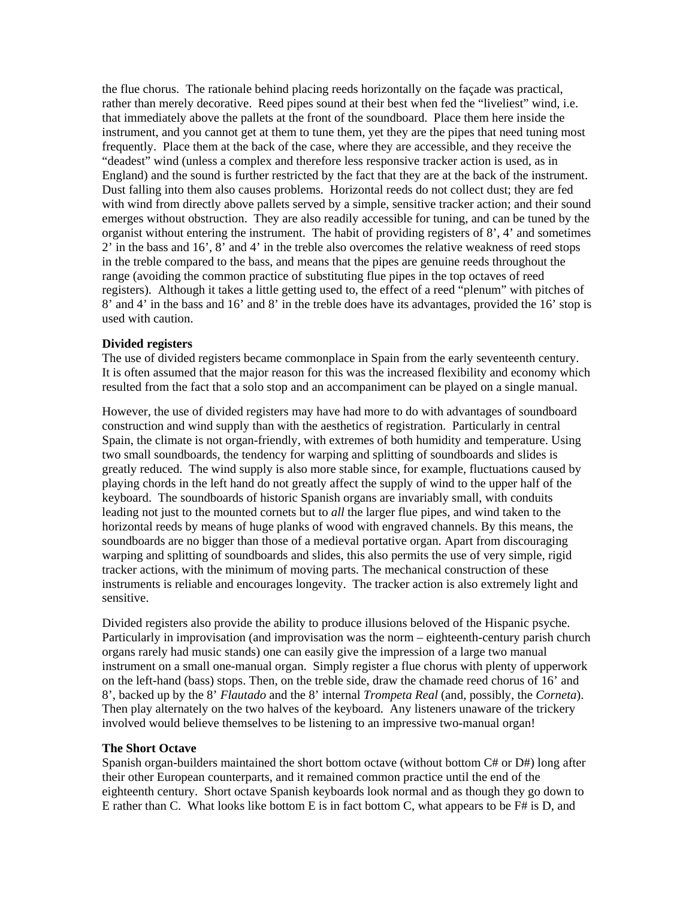the flue chorus. The rationale behind placing reeds horizontally on the façade was practical, rather than merely decorative. Reed pipes sound at their best when fed the "liveliest" wind, i.e. that immediately above the pallets at the front of the soundboard. Place them here inside the instrument, and you cannot get at them to tune them, yet they are the pipes that need tuning most frequently. Place them at the back of the case, where they are accessible, and they receive the "deadest" wind (unless a complex and therefore less responsive tracker action is used, as in England) and the sound is further restricted by the fact that they are at the back of the instrument. Dust falling into them also causes problems. Horizontal reeds do not collect dust; they are fed with wind from directly above pallets served by a simple, sensitive tracker action; and their sound emerges without obstruction. They are also readily accessible for tuning, and can be tuned by the organist without entering the instrument. The habit of providing registers of 8', 4' and sometimes 2' in the bass and 16', 8' and 4' in the treble also overcomes the relative weakness of reed stops in the treble compared to the bass, and means that the pipes are genuine reeds throughout the range (avoiding the common practice of substituting flue pipes in the top octaves of reed registers). Although it takes a little getting used to, the effect of a reed "plenum" with pitches of 8' and 4' in the bass and 16' and 8' in the treble does have its advantages, provided the 16' stop is used with caution.

**Divided registers**

The use of divided registers became commonplace in Spain from the early seventeenth century. It is often assumed that the major reason for this was the increased flexibility and economy which resulted from the fact that a solo stop and an accompaniment can be played on a single manual.

However, the use of divided registers may have had more to do with advantages of soundboard construction and wind supply than with the aesthetics of registration. Particularly in central Spain, the climate is not organ-friendly, with extremes of both humidity and temperature. Using two small soundboards, the tendency for warping and splitting of soundboards and slides is greatly reduced. The wind supply is also more stable since, for example, fluctuations caused by playing chords in the left hand do not greatly affect the supply of wind to the upper half of the keyboard. The soundboards of historic Spanish organs are invariably small, with conduits leading not just to the mounted cornets but to *all* the larger flue pipes, and wind taken to the horizontal reeds by means of huge planks of wood with engraved channels. By this means, the soundboards are no bigger than those of a medieval portative organ. Apart from discouraging warping and splitting of soundboards and slides, this also permits the use of very simple, rigid tracker actions, with the minimum of moving parts. The mechanical construction of these instruments is reliable and encourages longevity. The tracker action is also extremely light and sensitive.

Divided registers also provide the ability to produce illusions beloved of the Hispanic psyche. Particularly in improvisation (and improvisation was the norm – eighteenth-century parish church organs rarely had music stands) one can easily give the impression of a large two manual instrument on a small one-manual organ. Simply register a flue chorus with plenty of upperwork on the left-hand (bass) stops. Then, on the treble side, draw the chamade reed chorus of 16' and 8', backed up by the 8' *Flautado* and the 8' internal *Trompeta Real* (and, possibly, the *Corneta*). Then play alternately on the two halves of the keyboard. Any listeners unaware of the trickery involved would believe themselves to be listening to an impressive two-manual organ!

**The Short Octave**

Spanish organ-builders maintained the short bottom octave (without bottom C# or D#) long after their other European counterparts, and it remained common practice until the end of the eighteenth century. Short octave Spanish keyboards look normal and as though they go down to E rather than C. What looks like bottom E is in fact bottom C, what appears to be F# is D, and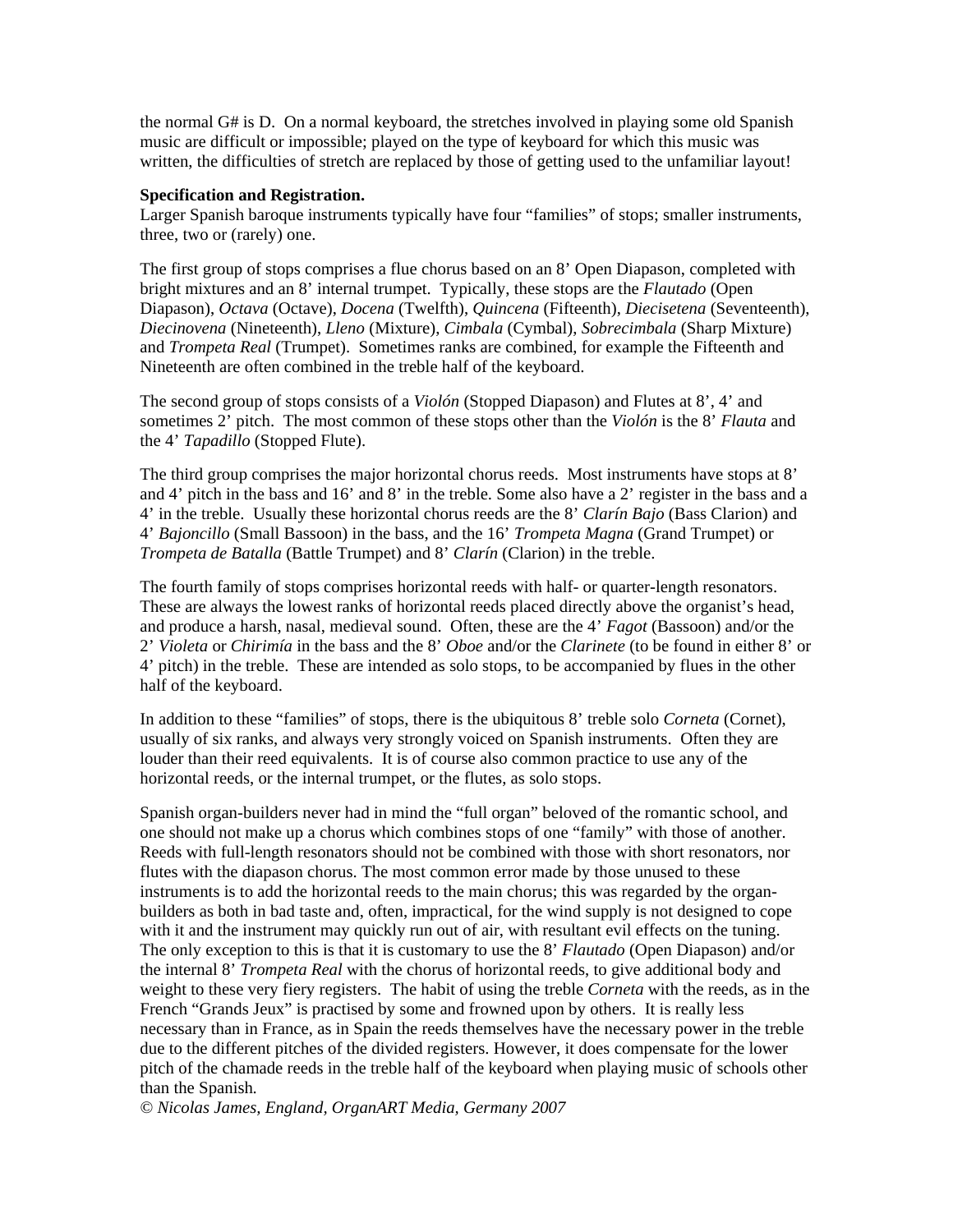the normal G# is D. On a normal keyboard, the stretches involved in playing some old Spanish music are difficult or impossible; played on the type of keyboard for which this music was written, the difficulties of stretch are replaced by those of getting used to the unfamiliar layout!

**Specification and Registration.**

Larger Spanish baroque instruments typically have four "families" of stops; smaller instruments, three, two or (rarely) one.

The first group of stops comprises a flue chorus based on an 8' Open Diapason, completed with bright mixtures and an 8' internal trumpet. Typically, these stops are the *Flautado* (Open Diapason), *Octava* (Octave), *Docena* (Twelfth), *Quincena* (Fifteenth), *Diecisetena* (Seventeenth), *Diecinovena* (Nineteenth), *Lleno* (Mixture), *Cimbala* (Cymbal), *Sobrecimbala* (Sharp Mixture) and *Trompeta Real* (Trumpet). Sometimes ranks are combined, for example the Fifteenth and Nineteenth are often combined in the treble half of the keyboard.

The second group of stops consists of a *Violón* (Stopped Diapason) and Flutes at 8', 4' and sometimes 2' pitch. The most common of these stops other than the *Violón* is the 8' *Flauta* and the 4' *Tapadillo* (Stopped Flute).

The third group comprises the major horizontal chorus reeds. Most instruments have stops at 8' and 4' pitch in the bass and 16' and 8' in the treble. Some also have a 2' register in the bass and a 4' in the treble. Usually these horizontal chorus reeds are the 8' *Clarín Bajo* (Bass Clarion) and 4' *Bajoncillo* (Small Bassoon) in the bass, and the 16' *Trompeta Magna* (Grand Trumpet) or *Trompeta de Batalla* (Battle Trumpet) and 8' *Clarín* (Clarion) in the treble.

The fourth family of stops comprises horizontal reeds with half- or quarter-length resonators. These are always the lowest ranks of horizontal reeds placed directly above the organist's head, and produce a harsh, nasal, medieval sound. Often, these are the 4' *Fagot* (Bassoon) and/or the 2' *Violeta* or *Chirimía* in the bass and the 8' *Oboe* and/or the *Clarinete* (to be found in either 8' or 4' pitch) in the treble. These are intended as solo stops, to be accompanied by flues in the other half of the keyboard.

In addition to these "families" of stops, there is the ubiquitous 8' treble solo *Corneta* (Cornet), usually of six ranks, and always very strongly voiced on Spanish instruments. Often they are louder than their reed equivalents. It is of course also common practice to use any of the horizontal reeds, or the internal trumpet, or the flutes, as solo stops.

Spanish organ-builders never had in mind the "full organ" beloved of the romantic school, and one should not make up a chorus which combines stops of one "family" with those of another. Reeds with full-length resonators should not be combined with those with short resonators, nor flutes with the diapason chorus. The most common error made by those unused to these instruments is to add the horizontal reeds to the main chorus; this was regarded by the organ-builders as both in bad taste and, often, impractical, for the wind supply is not designed to cope with it and the instrument may quickly run out of air, with resultant evil effects on the tuning. The only exception to this is that it is customary to use the 8' *Flautado* (Open Diapason) and/or the internal 8' *Trompeta Real* with the chorus of horizontal reeds, to give additional body and weight to these very fiery registers. The habit of using the treble *Corneta* with the reeds, as in the French "Grands Jeux" is practised by some and frowned upon by others. It is really less necessary than in France, as in Spain the reeds themselves have the necessary power in the treble due to the different pitches of the divided registers. However, it does compensate for the lower pitch of the chamade reeds in the treble half of the keyboard when playing music of schools other than the Spanish.

*© Nicolas James, England, OrganART Media, Germany 2007*